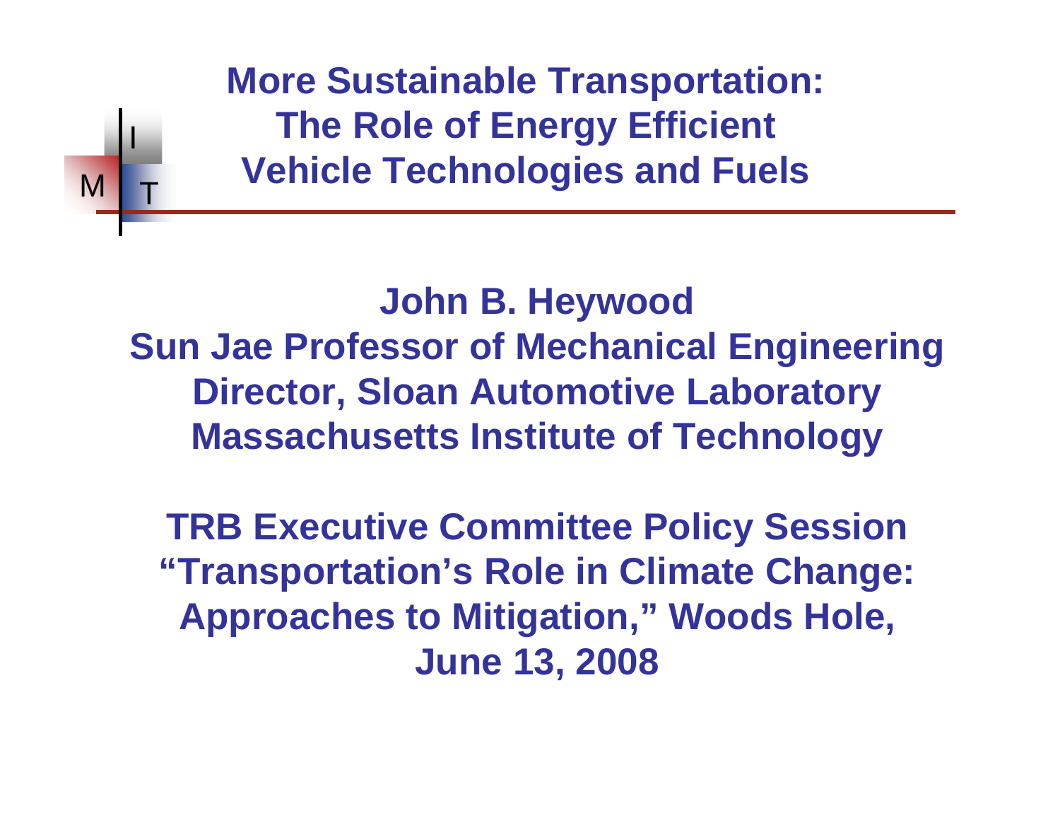# More Sustainable Transportation: The Role of Energy Efficient Vehicle Technologies and Fuels

**John B. Heywood**
**Sun Jae Professor of Mechanical Engineering**
**Director, Sloan Automotive Laboratory**
**Massachusetts Institute of Technology**

**TRB Executive Committee Policy Session**
**"Transportation's Role in Climate Change: Approaches to Mitigation," Woods Hole,**
**June 13, 2008**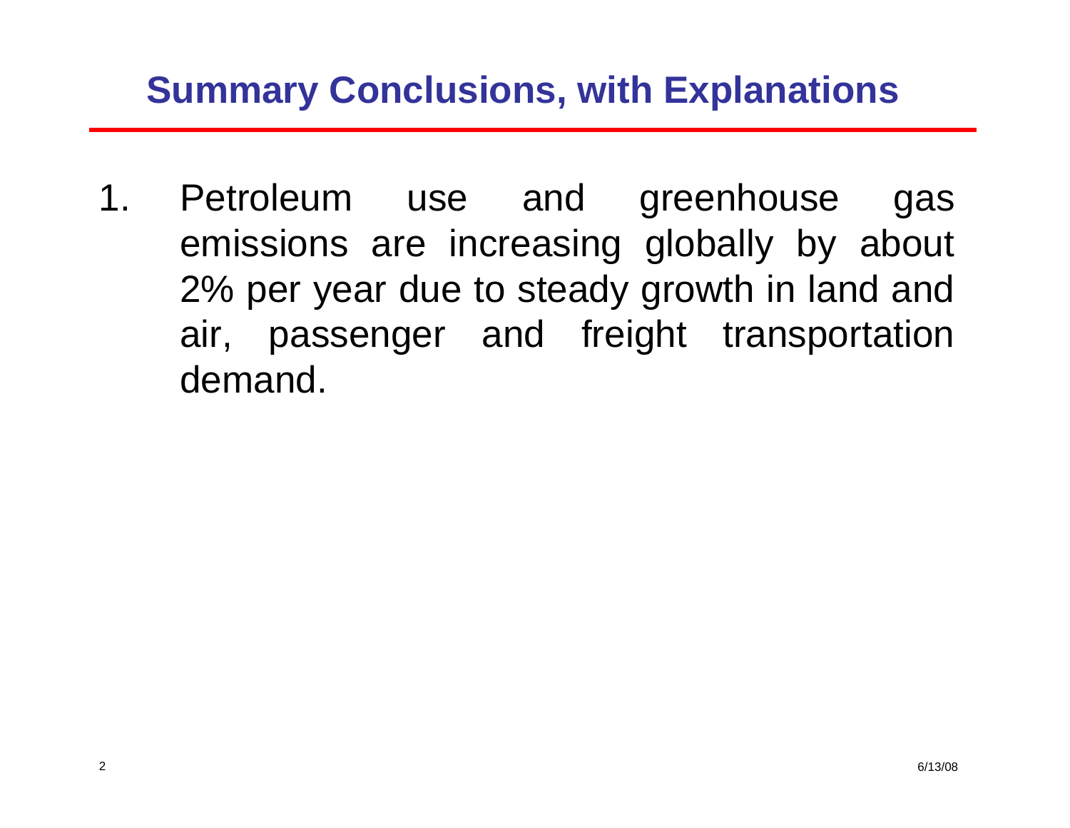# Summary Conclusions, with Explanations

1. Petroleum use and greenhouse gas emissions are increasing globally by about 2% per year due to steady growth in land and air, passenger and freight transportation demand.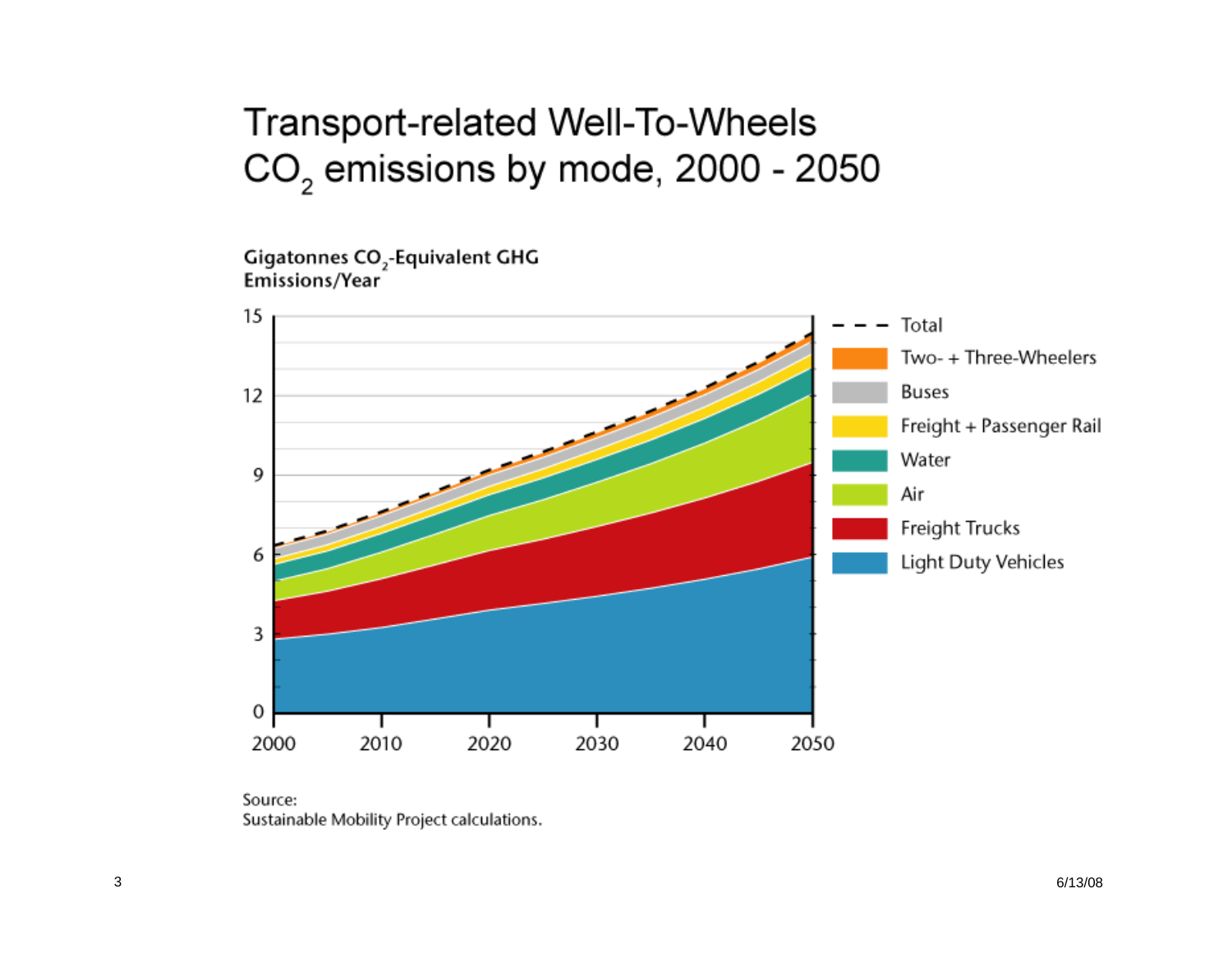# Transport-related Well-To-Wheels $CO_2$ emissions by mode, 2000 - 2050

**Gigatonnes $CO_2$-Equivalent GHG Emissions/Year**

Legend: Total; Two- + Three-Wheelers; Buses; Freight + Passenger Rail; Water; Air; Freight Trucks; Light Duty Vehicles

Source:
Sustainable Mobility Project calculations.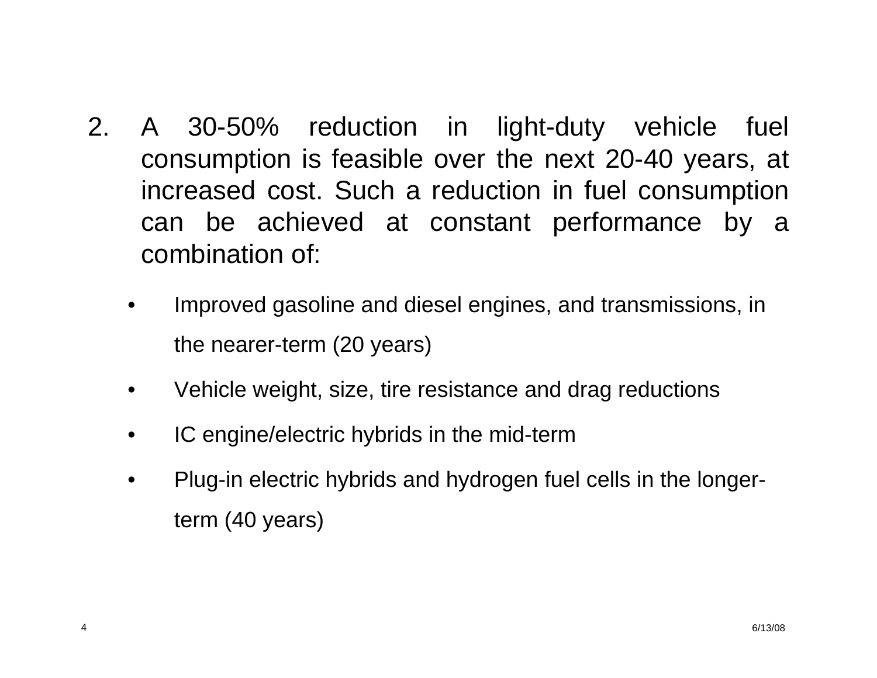2. A 30-50% reduction in light-duty vehicle fuel consumption is feasible over the next 20-40 years, at increased cost. Such a reduction in fuel consumption can be achieved at constant performance by a combination of:

   - Improved gasoline and diesel engines, and transmissions, in the nearer-term (20 years)
   - Vehicle weight, size, tire resistance and drag reductions
   - IC engine/electric hybrids in the mid-term
   - Plug-in electric hybrids and hydrogen fuel cells in the longer-term (40 years)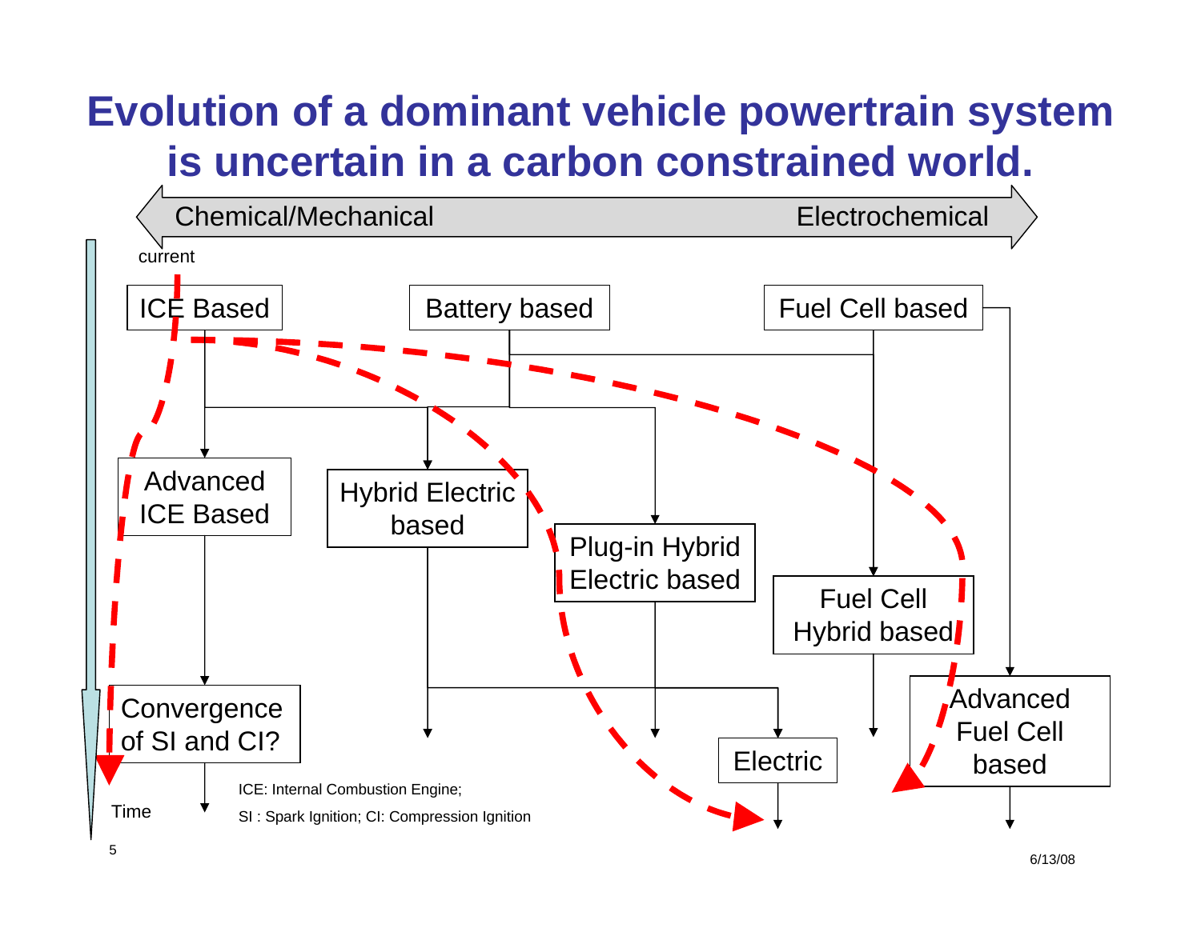# Evolution of a dominant vehicle powertrain system is uncertain in a carbon constrained world.

Chemical/Mechanical ⟷ Electrochemical

current

ICE Based | Battery based | Fuel Cell based

Advanced ICE Based | Hybrid Electric based | Plug-in Hybrid Electric based | Fuel Cell Hybrid based

Convergence of SI and CI? | Electric | Advanced Fuel Cell based

Time

ICE: Internal Combustion Engine;

SI : Spark Ignition; CI: Compression Ignition

6/13/08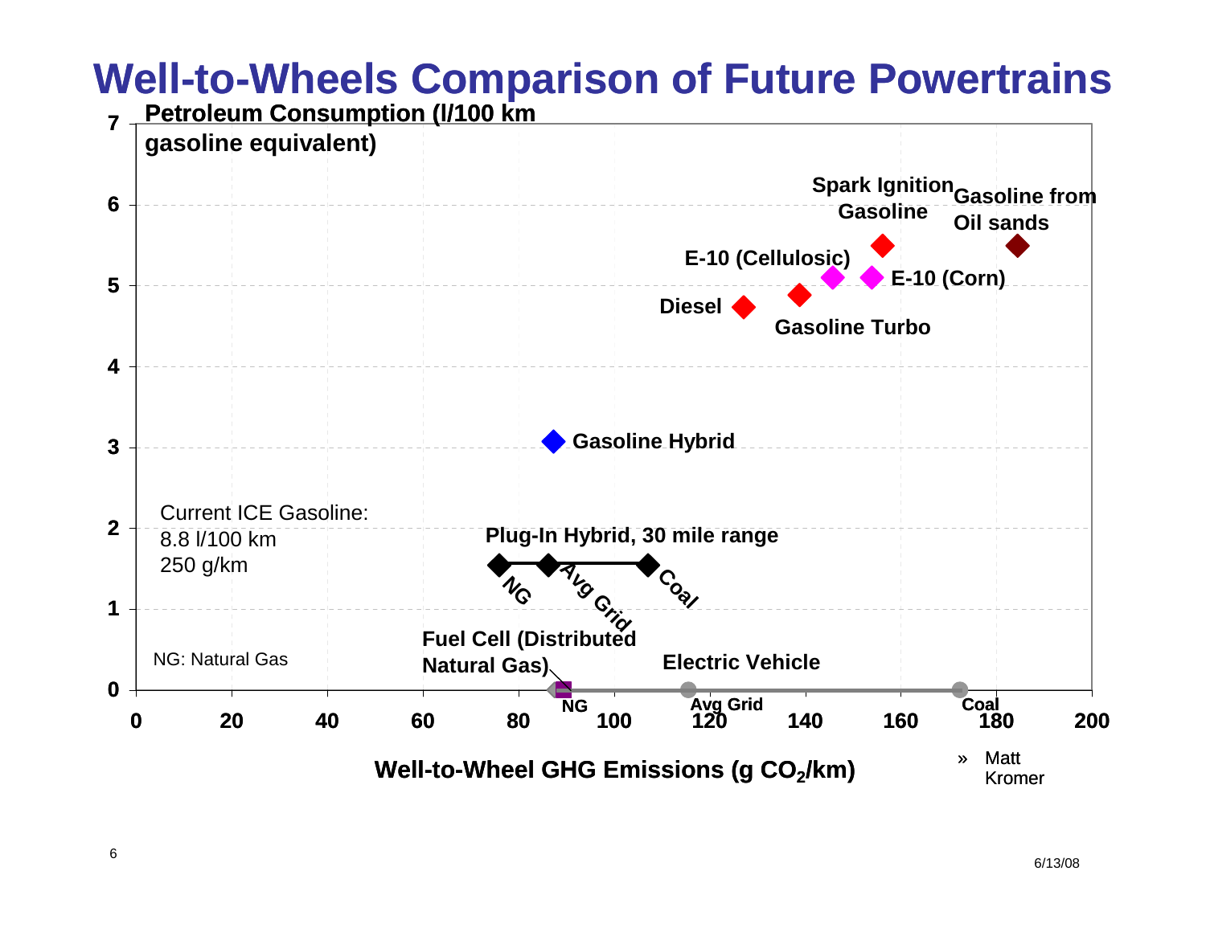# Well-to-Wheels Comparison of Future Powertrains

Petroleum Consumption (l/100 km gasoline equivalent)

Spark Ignition Gasoline

Gasoline from Oil sands

E-10 (Cellulosic)

E-10 (Corn)

Diesel

Gasoline Turbo

Gasoline Hybrid

Current ICE Gasoline:
8.8 l/100 km
250 g/km

Plug-In Hybrid, 30 mile range

NG

Avg Grid

Coal

Fuel Cell (Distributed Natural Gas)

Electric Vehicle

NG: Natural Gas

Well-to-Wheel GHG Emissions (g $CO_2$/km)

» Matt Kromer

6/13/08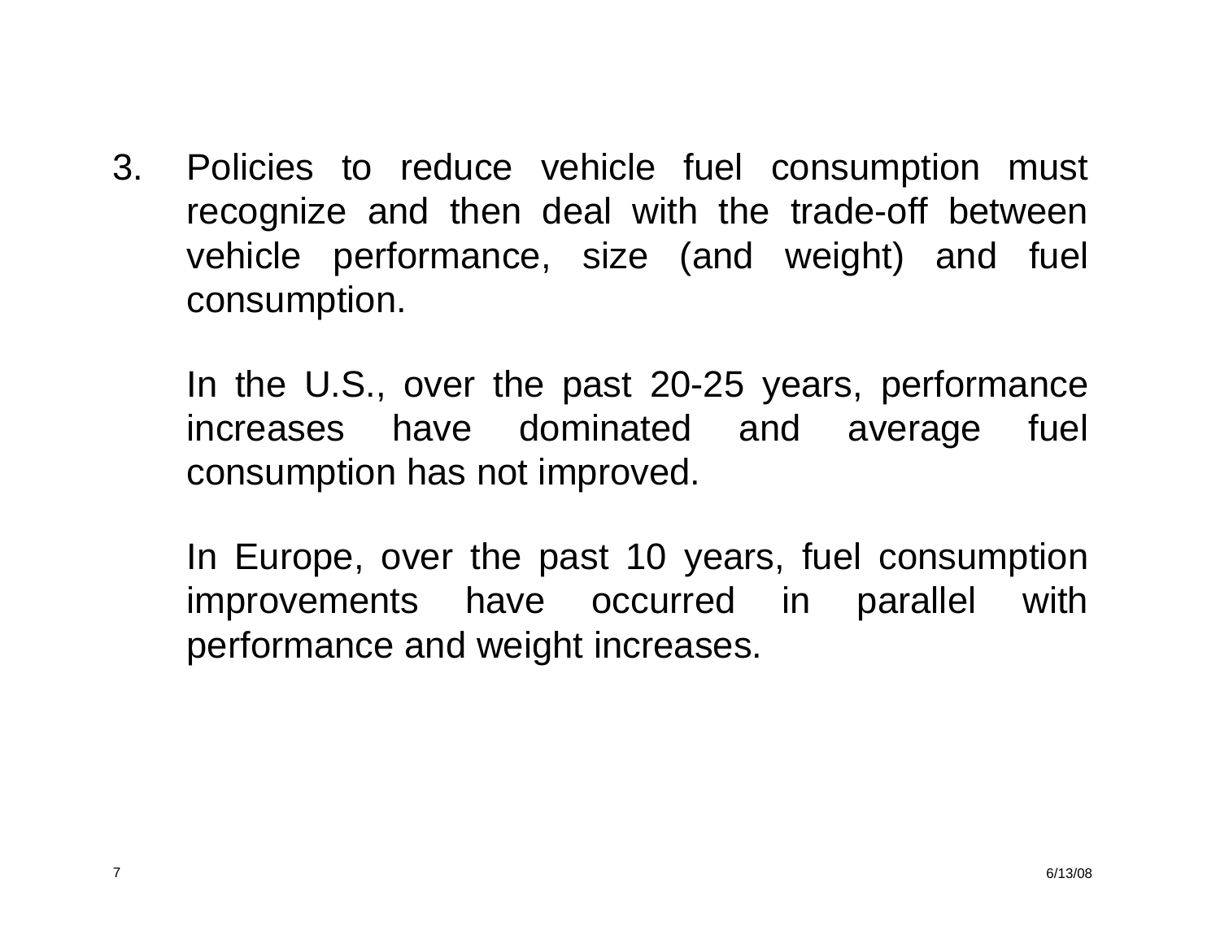3. Policies to reduce vehicle fuel consumption must recognize and then deal with the trade-off between vehicle performance, size (and weight) and fuel consumption.

   In the U.S., over the past 20-25 years, performance increases have dominated and average fuel consumption has not improved.

   In Europe, over the past 10 years, fuel consumption improvements have occurred in parallel with performance and weight increases.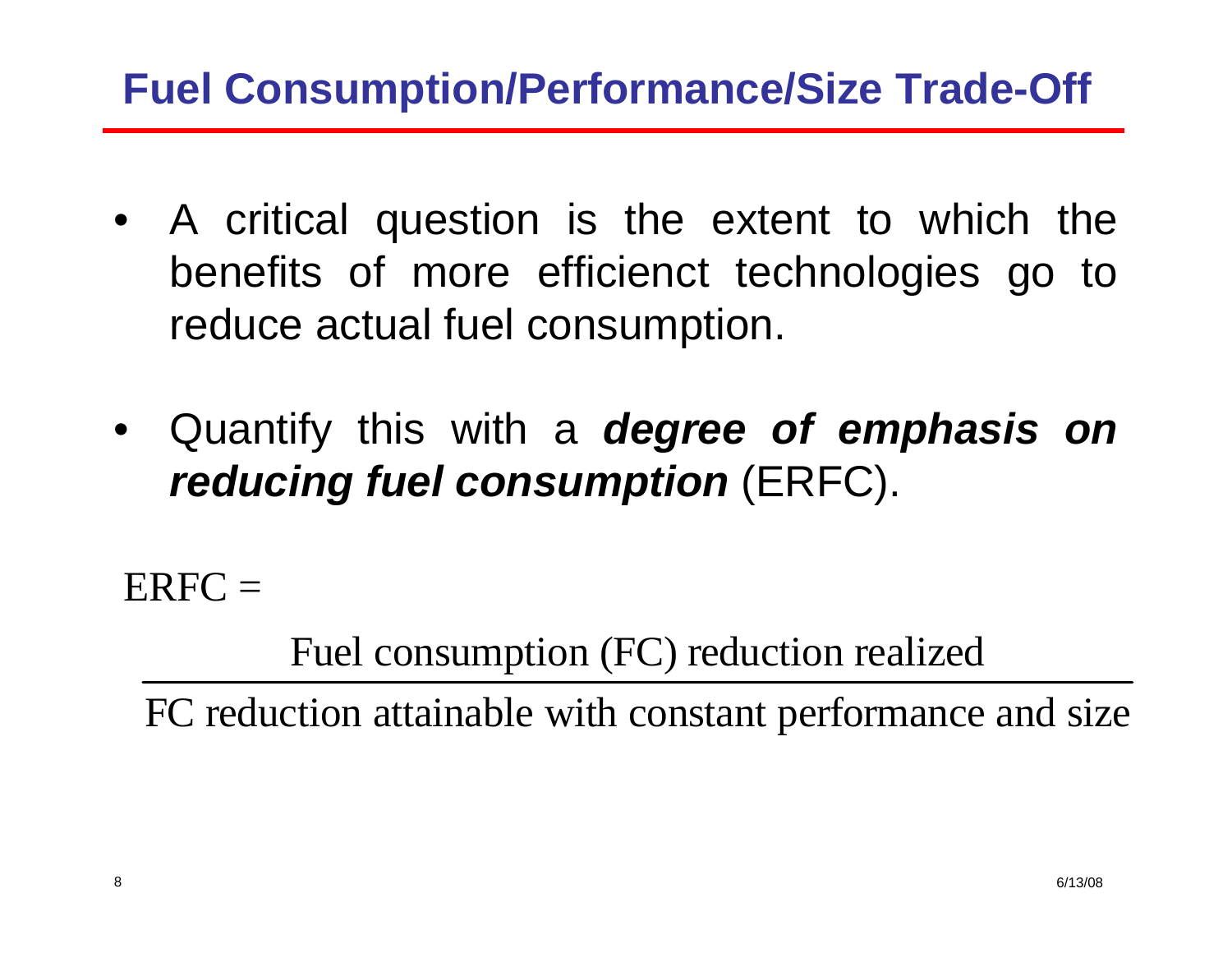# Fuel Consumption/Performance/Size Trade-Off

- A critical question is the extent to which the benefits of more efficienct technologies go to reduce actual fuel consumption.
- Quantify this with a ***degree of emphasis on reducing fuel consumption*** (ERFC).

$$\text{ERFC} = \frac{\text{Fuel consumption (FC) reduction realized}}{\text{FC reduction attainable with constant performance and size}}$$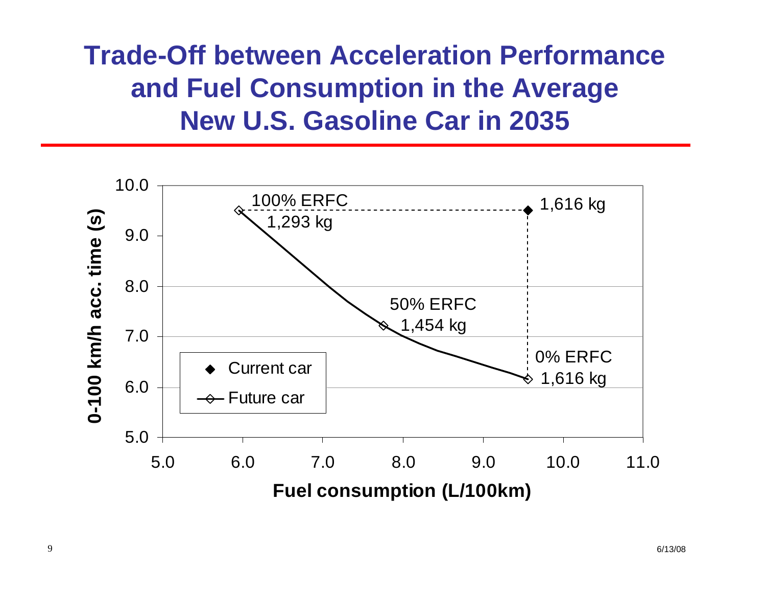# Trade-Off between Acceleration Performance and Fuel Consumption in the Average New U.S. Gasoline Car in 2035

0-100 km/h acc. time (s)

10.0
9.0
8.0
7.0
6.0
5.0

100% ERFC
1,293 kg

1,616 kg

50% ERFC
1,454 kg

0% ERFC
1,616 kg

- Current car
- Future car

5.0 6.0 7.0 8.0 9.0 10.0 11.0

Fuel consumption (L/100km)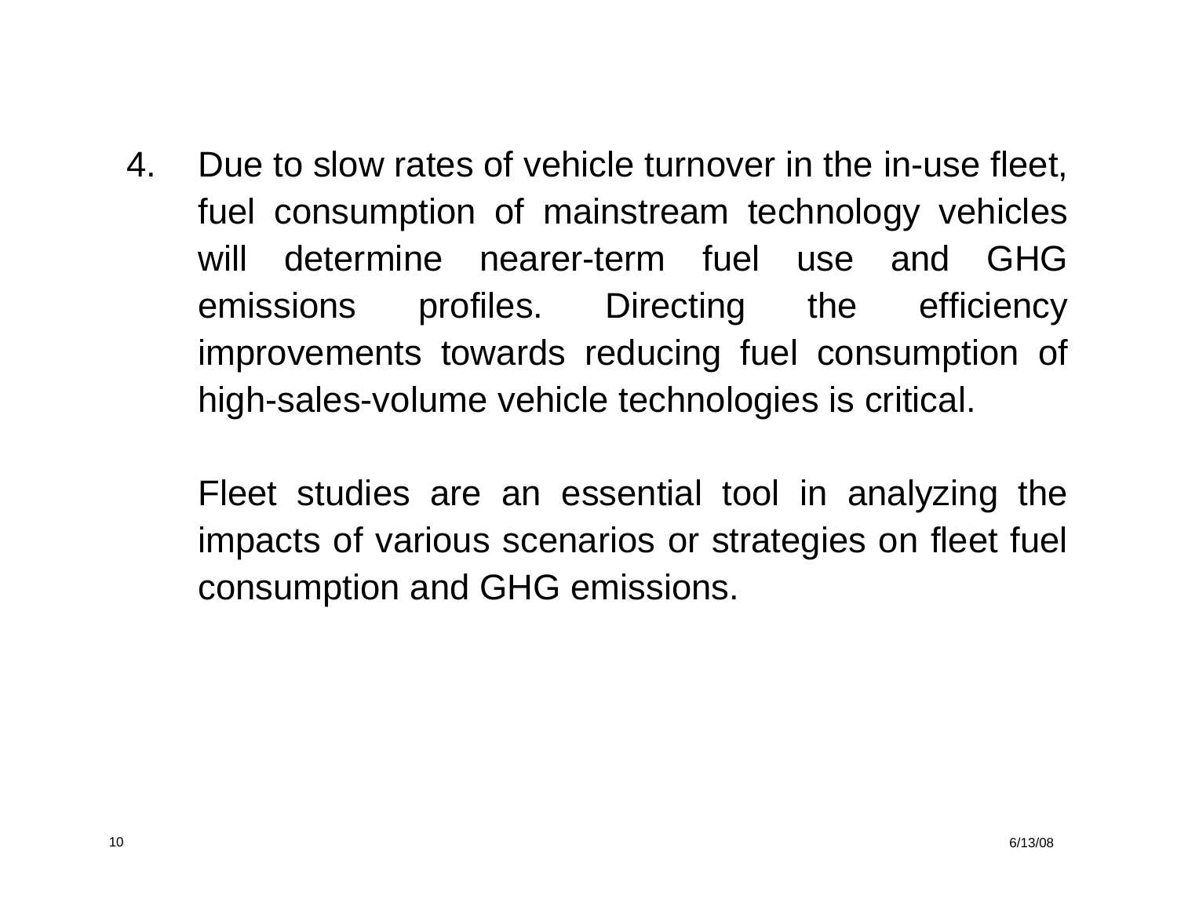4. Due to slow rates of vehicle turnover in the in-use fleet, fuel consumption of mainstream technology vehicles will determine nearer-term fuel use and GHG emissions profiles. Directing the efficiency improvements towards reducing fuel consumption of high-sales-volume vehicle technologies is critical.

   Fleet studies are an essential tool in analyzing the impacts of various scenarios or strategies on fleet fuel consumption and GHG emissions.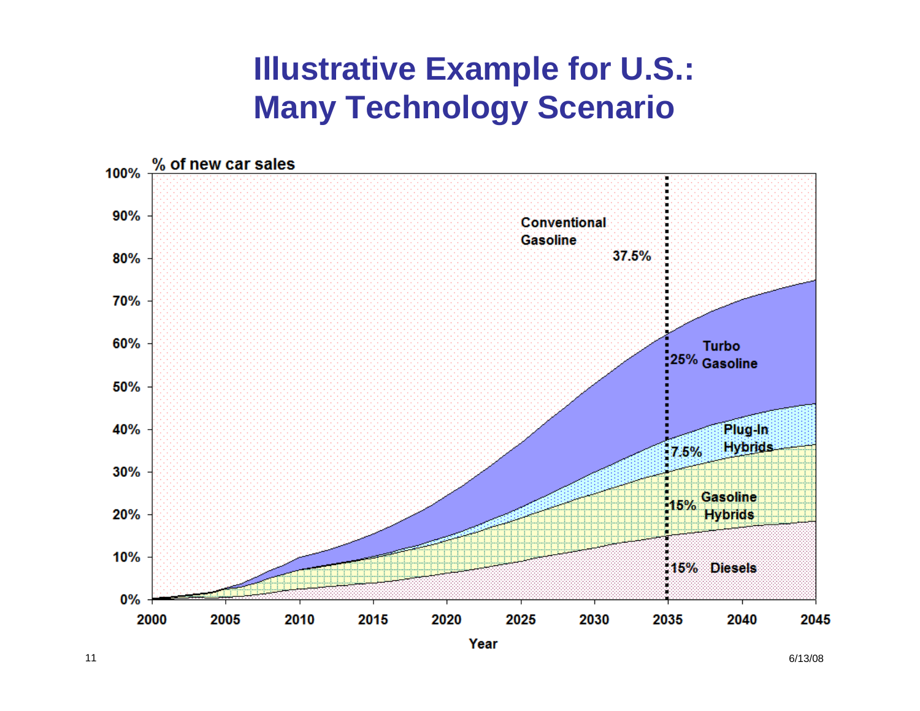# Illustrative Example for U.S.: Many Technology Scenario

% of new car sales

Conventional Gasoline 37.5%

Turbo Gasoline 25%

Plug-In Hybrids 7.5%

Gasoline Hybrids 15%

Diesels 15%

Year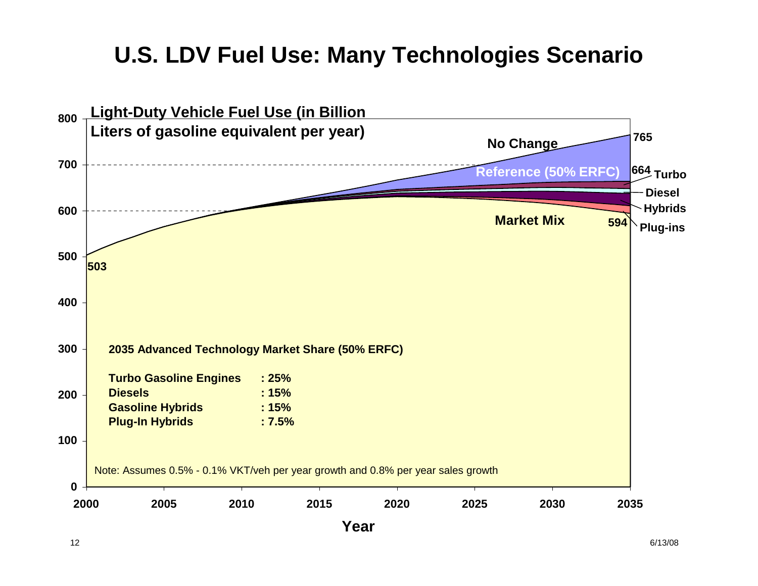# U.S. LDV Fuel Use: Many Technologies Scenario

Light-Duty Vehicle Fuel Use (in Billion Liters of gasoline equivalent per year)

No Change — 765

Reference (50% ERFC) — 664

Turbo

Diesel

Hybrids

Plug-ins

Market Mix — 594

503

**2035 Advanced Technology Market Share (50% ERFC)**

| | |
|---|---|
| **Turbo Gasoline Engines** | **: 25%** |
| **Diesels** | **: 15%** |
| **Gasoline Hybrids** | **: 15%** |
| **Plug-In Hybrids** | **: 7.5%** |

Note: Assumes 0.5% - 0.1% VKT/veh per year growth and 0.8% per year sales growth

Year

6/13/08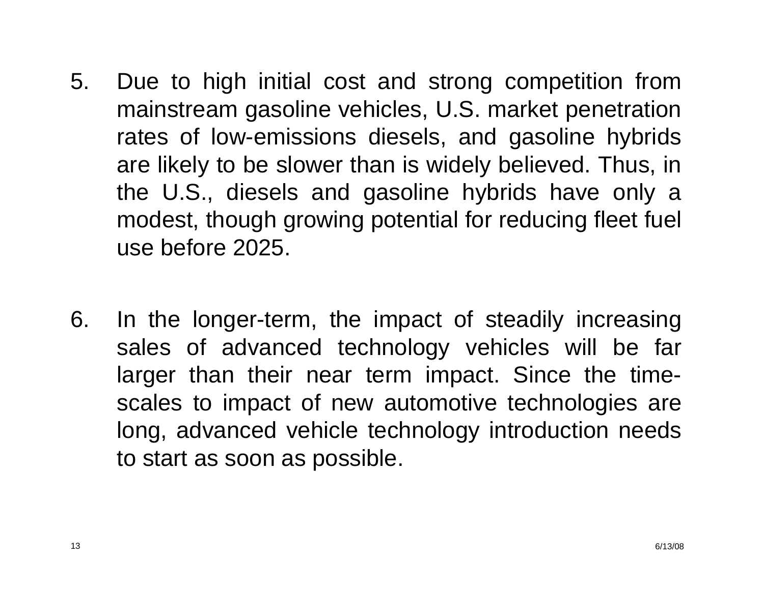5. Due to high initial cost and strong competition from mainstream gasoline vehicles, U.S. market penetration rates of low-emissions diesels, and gasoline hybrids are likely to be slower than is widely believed. Thus, in the U.S., diesels and gasoline hybrids have only a modest, though growing potential for reducing fleet fuel use before 2025.

6. In the longer-term, the impact of steadily increasing sales of advanced technology vehicles will be far larger than their near term impact. Since the time-scales to impact of new automotive technologies are long, advanced vehicle technology introduction needs to start as soon as possible.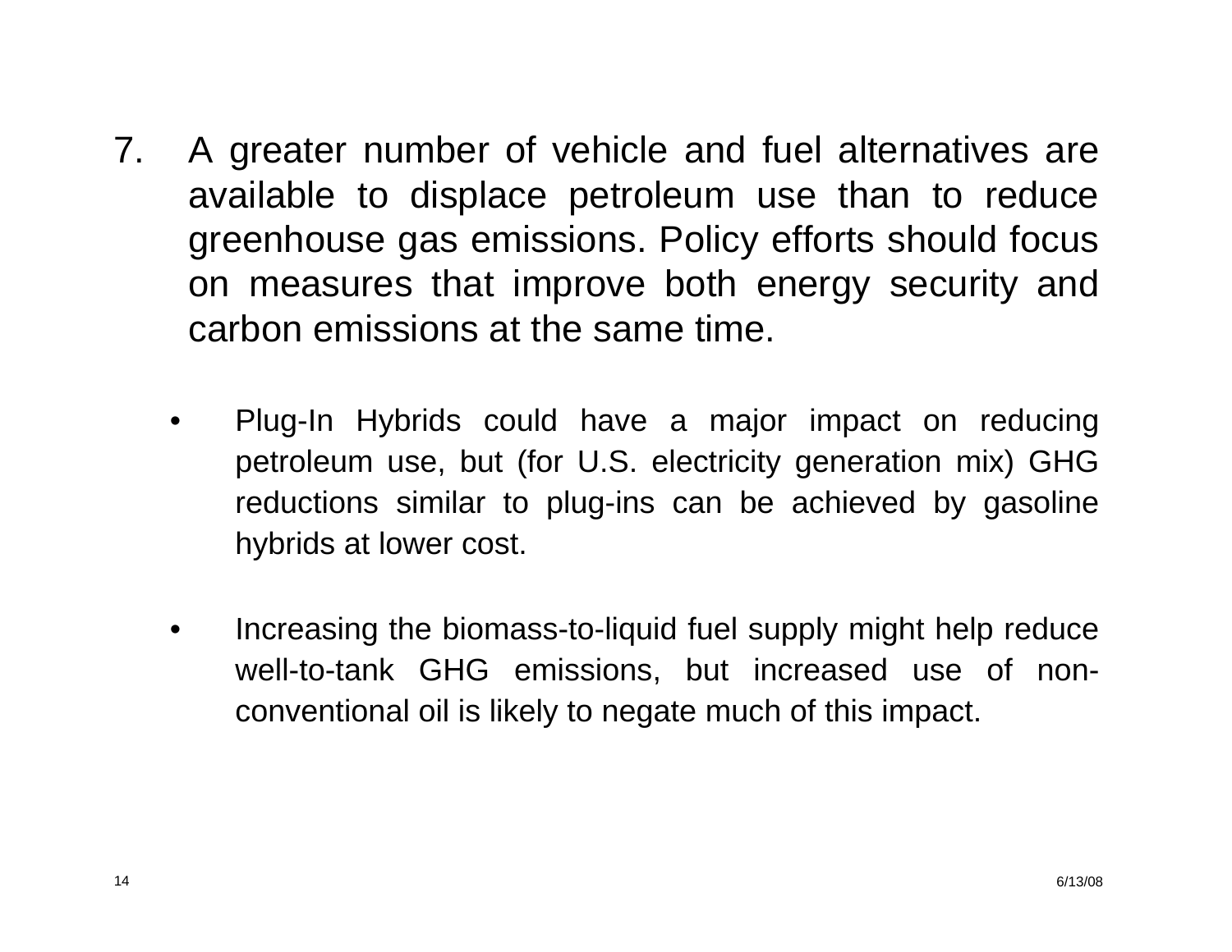7. A greater number of vehicle and fuel alternatives are available to displace petroleum use than to reduce greenhouse gas emissions. Policy efforts should focus on measures that improve both energy security and carbon emissions at the same time.

   - Plug-In Hybrids could have a major impact on reducing petroleum use, but (for U.S. electricity generation mix) GHG reductions similar to plug-ins can be achieved by gasoline hybrids at lower cost.

   - Increasing the biomass-to-liquid fuel supply might help reduce well-to-tank GHG emissions, but increased use of non-conventional oil is likely to negate much of this impact.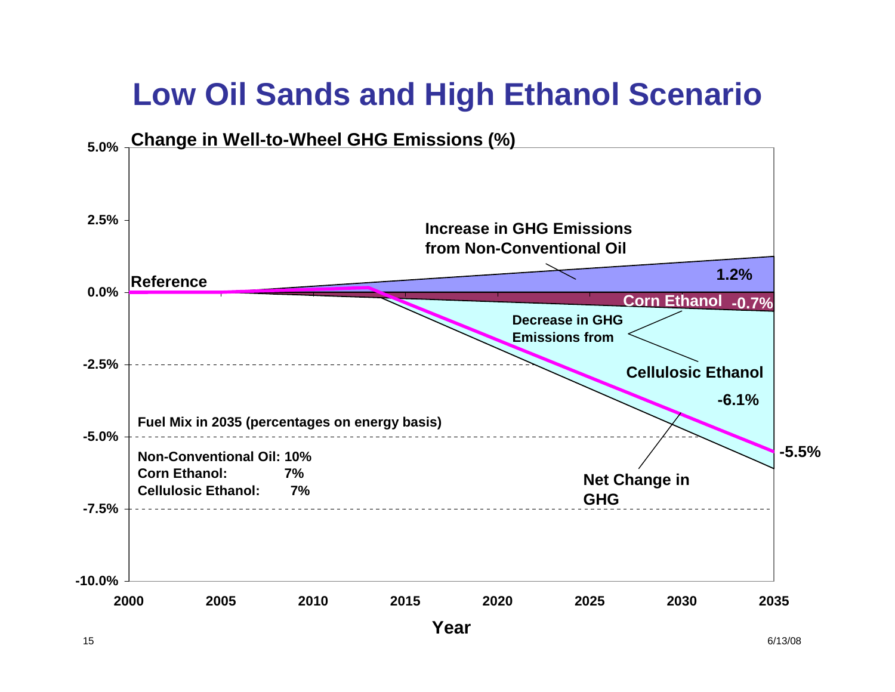# Low Oil Sands and High Ethanol Scenario

**Change in Well-to-Wheel GHG Emissions (%)**

- Reference
- Increase in GHG Emissions from Non-Conventional Oil: 1.2%
- Decrease in GHG Emissions from Corn Ethanol: -0.7%
- Decrease in GHG Emissions from Cellulosic Ethanol: -6.1%
- Net Change in GHG: -5.5%

Year: 2000, 2005, 2010, 2015, 2020, 2025, 2030, 2035

**Fuel Mix in 2035 (percentages on energy basis)**

| Fuel | Share |
|---|---|
| Non-Conventional Oil: | 10% |
| Corn Ethanol: | 7% |
| Cellulosic Ethanol: | 7% |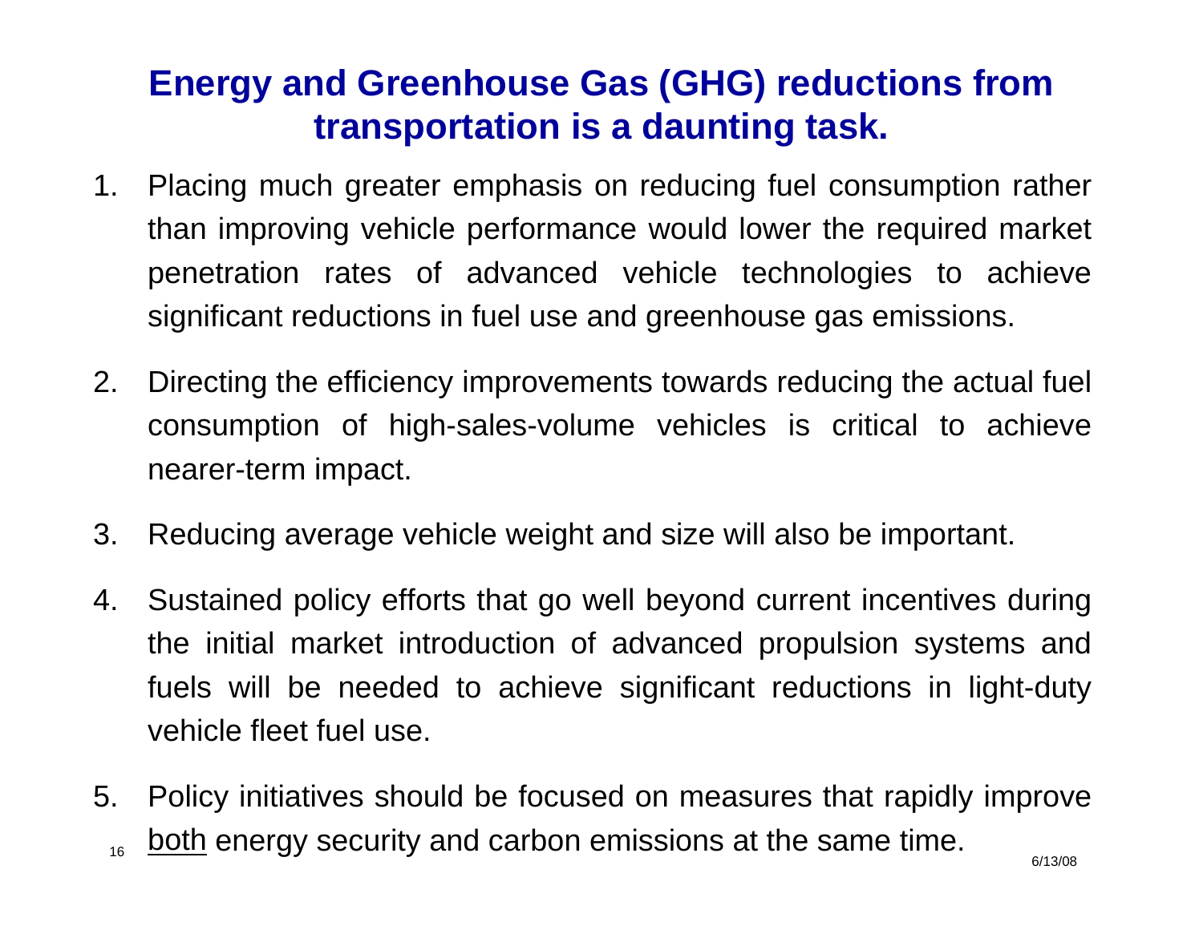# Energy and Greenhouse Gas (GHG) reductions from transportation is a daunting task.

1. Placing much greater emphasis on reducing fuel consumption rather than improving vehicle performance would lower the required market penetration rates of advanced vehicle technologies to achieve significant reductions in fuel use and greenhouse gas emissions.

2. Directing the efficiency improvements towards reducing the actual fuel consumption of high-sales-volume vehicles is critical to achieve nearer-term impact.

3. Reducing average vehicle weight and size will also be important.

4. Sustained policy efforts that go well beyond current incentives during the initial market introduction of advanced propulsion systems and fuels will be needed to achieve significant reductions in light-duty vehicle fleet fuel use.

5. Policy initiatives should be focused on measures that rapidly improve <u>both</u> energy security and carbon emissions at the same time.

6/13/08